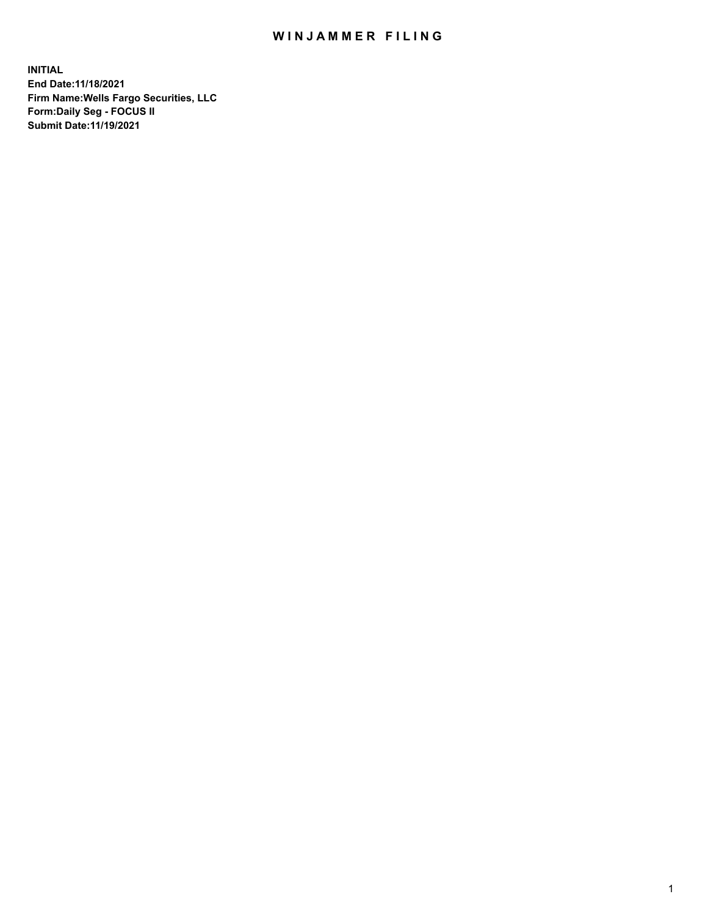# WINJAMMER FILING

**INITIAL**
**End Date:11/18/2021**
**Firm Name:Wells Fargo Securities, LLC**
**Form:Daily Seg - FOCUS II**
**Submit Date:11/19/2021**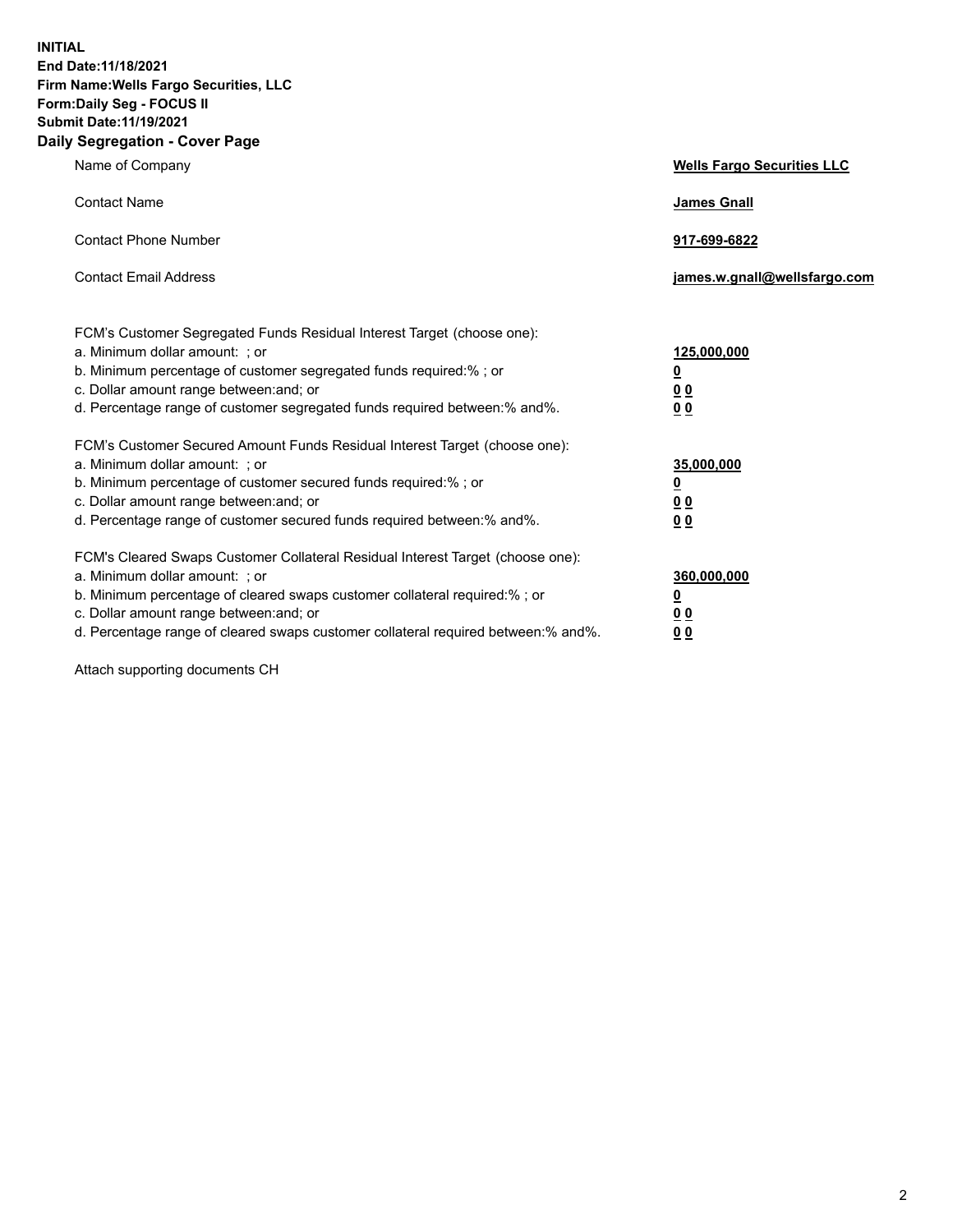**INITIAL**
**End Date:11/18/2021**
**Firm Name:Wells Fargo Securities, LLC**
**Form:Daily Seg - FOCUS II**
**Submit Date:11/19/2021**

## Daily Segregation - Cover Page

| | |
|---|---|
| Name of Company | **Wells Fargo Securities LLC** |
| Contact Name | **James Gnall** |
| Contact Phone Number | **917-699-6822** |
| Contact Email Address | **james.w.gnall@wellsfargo.com** |

| | |
|---|---|
| FCM's Customer Segregated Funds Residual Interest Target (choose one): | |
| a. Minimum dollar amount: ; or | **125,000,000** |
| b. Minimum percentage of customer segregated funds required:% ; or | **0** |
| c. Dollar amount range between:and; or | **0 0** |
| d. Percentage range of customer segregated funds required between:% and%. | **0 0** |
| FCM's Customer Secured Amount Funds Residual Interest Target (choose one): | |
| a. Minimum dollar amount: ; or | **35,000,000** |
| b. Minimum percentage of customer secured funds required:% ; or | **0** |
| c. Dollar amount range between:and; or | **0 0** |
| d. Percentage range of customer secured funds required between:% and%. | **0 0** |
| FCM's Cleared Swaps Customer Collateral Residual Interest Target (choose one): | |
| a. Minimum dollar amount: ; or | **360,000,000** |
| b. Minimum percentage of cleared swaps customer collateral required:% ; or | **0** |
| c. Dollar amount range between:and; or | **0 0** |
| d. Percentage range of cleared swaps customer collateral required between:% and%. | **0 0** |

Attach supporting documents CH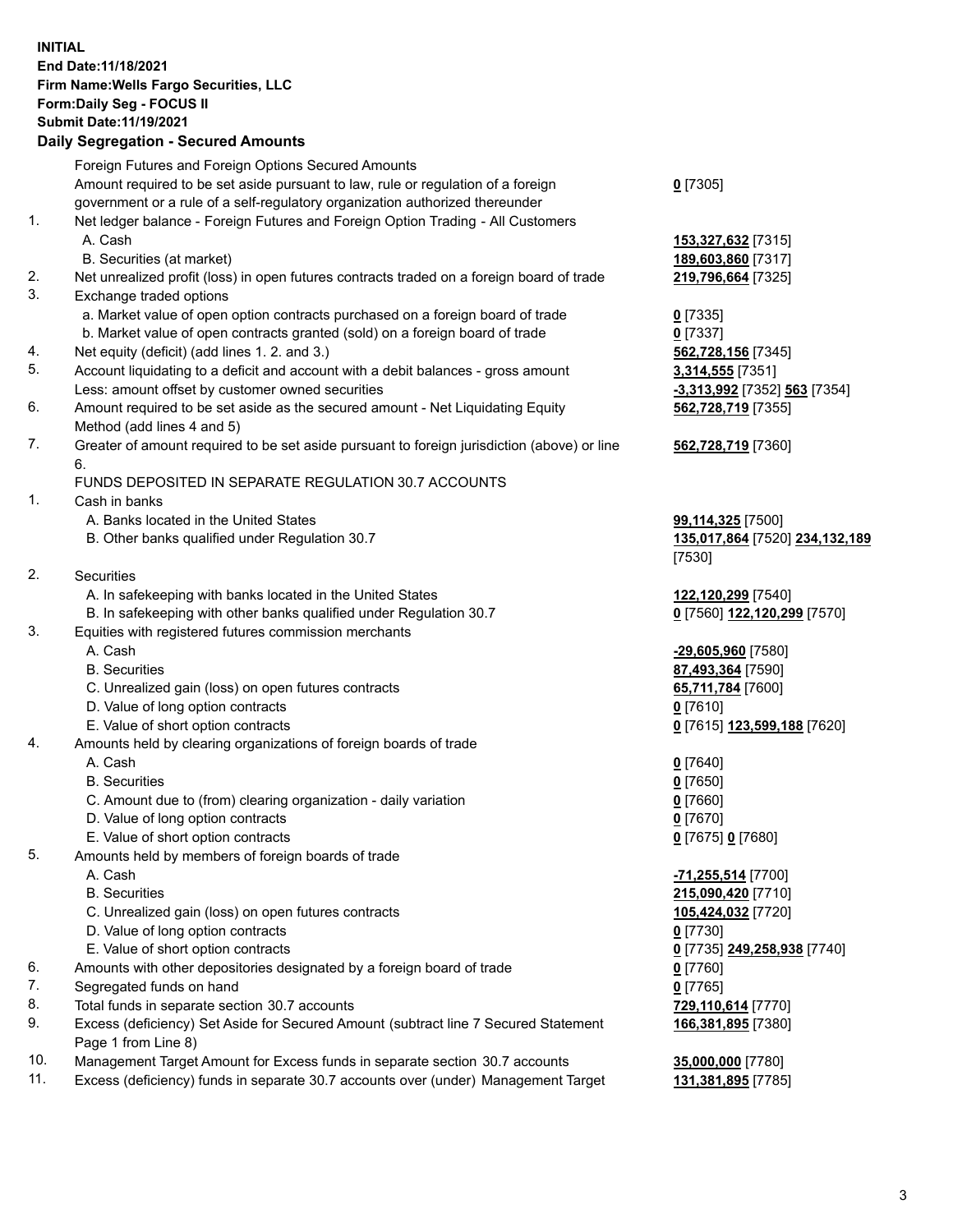**INITIAL**
**End Date:11/18/2021**
**Firm Name:Wells Fargo Securities, LLC**
**Form:Daily Seg - FOCUS II**
**Submit Date:11/19/2021**

### Daily Segregation - Secured Amounts

| | | |
|---|---|---|
| | Foreign Futures and Foreign Options Secured Amounts | |
| | Amount required to be set aside pursuant to law, rule or regulation of a foreign government or a rule of a self-regulatory organization authorized thereunder | **0** [7305] |
| 1. | Net ledger balance - Foreign Futures and Foreign Option Trading - All Customers | |
| | A. Cash | **153,327,632** [7315] |
| | B. Securities (at market) | **189,603,860** [7317] |
| 2. | Net unrealized profit (loss) in open futures contracts traded on a foreign board of trade | **219,796,664** [7325] |
| 3. | Exchange traded options | |
| | a. Market value of open option contracts purchased on a foreign board of trade | **0** [7335] |
| | b. Market value of open contracts granted (sold) on a foreign board of trade | **0** [7337] |
| 4. | Net equity (deficit) (add lines 1. 2. and 3.) | **562,728,156** [7345] |
| 5. | Account liquidating to a deficit and account with a debit balances - gross amount | **3,314,555** [7351] |
| | Less: amount offset by customer owned securities | **-3,313,992** [7352] **563** [7354] |
| 6. | Amount required to be set aside as the secured amount - Net Liquidating Equity Method (add lines 4 and 5) | **562,728,719** [7355] |
| 7. | Greater of amount required to be set aside pursuant to foreign jurisdiction (above) or line 6. | **562,728,719** [7360] |
| | FUNDS DEPOSITED IN SEPARATE REGULATION 30.7 ACCOUNTS | |
| 1. | Cash in banks | |
| | A. Banks located in the United States | **99,114,325** [7500] |
| | B. Other banks qualified under Regulation 30.7 | **135,017,864** [7520] **234,132,189** [7530] |
| 2. | Securities | |
| | A. In safekeeping with banks located in the United States | **122,120,299** [7540] |
| | B. In safekeeping with other banks qualified under Regulation 30.7 | **0** [7560] **122,120,299** [7570] |
| 3. | Equities with registered futures commission merchants | |
| | A. Cash | **-29,605,960** [7580] |
| | B. Securities | **87,493,364** [7590] |
| | C. Unrealized gain (loss) on open futures contracts | **65,711,784** [7600] |
| | D. Value of long option contracts | **0** [7610] |
| | E. Value of short option contracts | **0** [7615] **123,599,188** [7620] |
| 4. | Amounts held by clearing organizations of foreign boards of trade | |
| | A. Cash | **0** [7640] |
| | B. Securities | **0** [7650] |
| | C. Amount due to (from) clearing organization - daily variation | **0** [7660] |
| | D. Value of long option contracts | **0** [7670] |
| | E. Value of short option contracts | **0** [7675] **0** [7680] |
| 5. | Amounts held by members of foreign boards of trade | |
| | A. Cash | **-71,255,514** [7700] |
| | B. Securities | **215,090,420** [7710] |
| | C. Unrealized gain (loss) on open futures contracts | **105,424,032** [7720] |
| | D. Value of long option contracts | **0** [7730] |
| | E. Value of short option contracts | **0** [7735] **249,258,938** [7740] |
| 6. | Amounts with other depositories designated by a foreign board of trade | **0** [7760] |
| 7. | Segregated funds on hand | **0** [7765] |
| 8. | Total funds in separate section 30.7 accounts | **729,110,614** [7770] |
| 9. | Excess (deficiency) Set Aside for Secured Amount (subtract line 7 Secured Statement Page 1 from Line 8) | **166,381,895** [7380] |
| 10. | Management Target Amount for Excess funds in separate section 30.7 accounts | **35,000,000** [7780] |
| 11. | Excess (deficiency) funds in separate 30.7 accounts over (under) Management Target | **131,381,895** [7785] |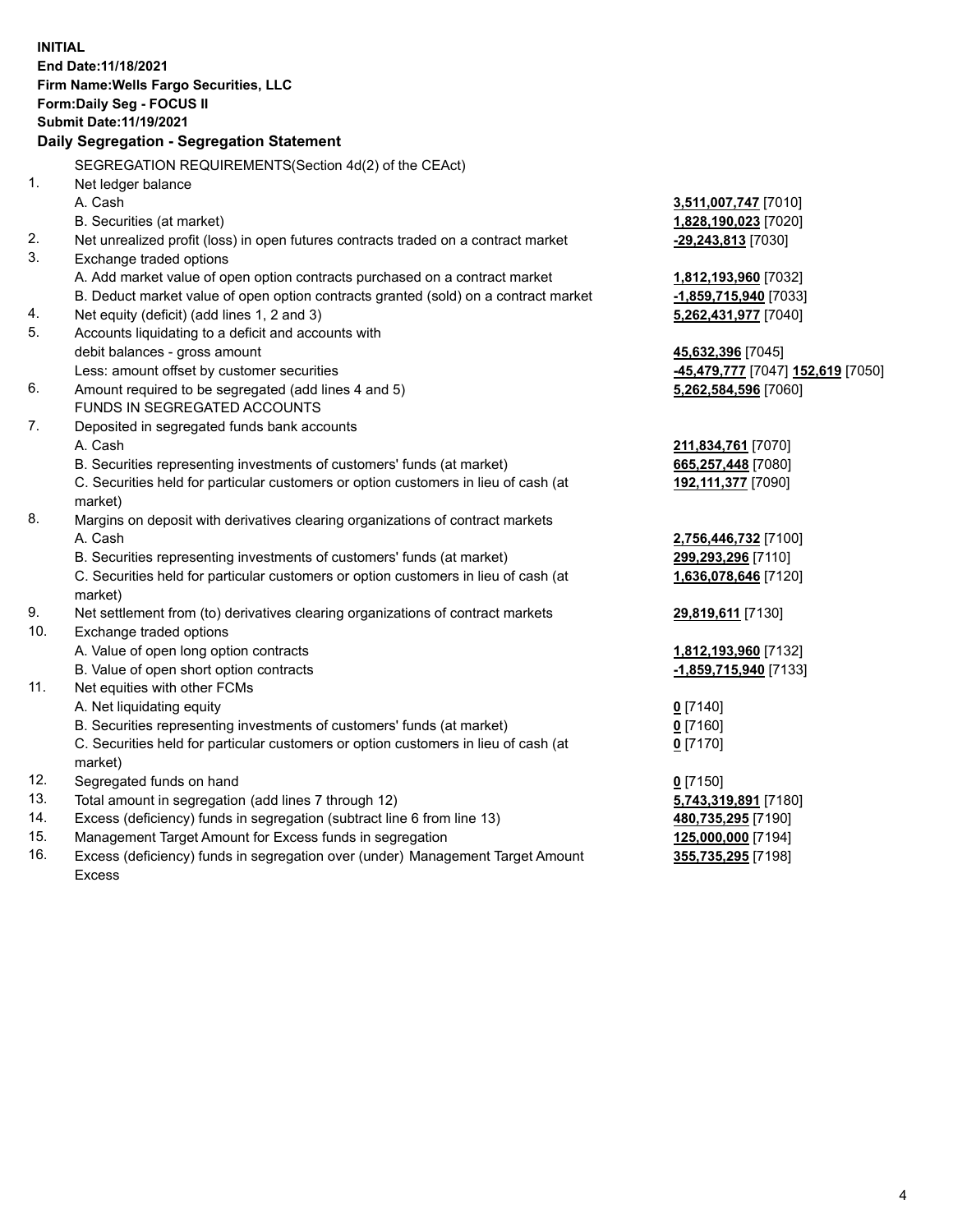**INITIAL**
**End Date:11/18/2021**
**Firm Name:Wells Fargo Securities, LLC**
**Form:Daily Seg - FOCUS II**
**Submit Date:11/19/2021**

**Daily Segregation - Segregation Statement**

| | | |
|---|---|---|
| | SEGREGATION REQUIREMENTS(Section 4d(2) of the CEAct) | |
| 1. | Net ledger balance | |
| | A. Cash | **3,511,007,747** [7010] |
| | B. Securities (at market) | **1,828,190,023** [7020] |
| 2. | Net unrealized profit (loss) in open futures contracts traded on a contract market | **-29,243,813** [7030] |
| 3. | Exchange traded options | |
| | A. Add market value of open option contracts purchased on a contract market | **1,812,193,960** [7032] |
| | B. Deduct market value of open option contracts granted (sold) on a contract market | **-1,859,715,940** [7033] |
| 4. | Net equity (deficit) (add lines 1, 2 and 3) | **5,262,431,977** [7040] |
| 5. | Accounts liquidating to a deficit and accounts with debit balances - gross amount | **45,632,396** [7045] |
| | Less: amount offset by customer securities | **-45,479,777** [7047] **152,619** [7050] |
| 6. | Amount required to be segregated (add lines 4 and 5) | **5,262,584,596** [7060] |
| | FUNDS IN SEGREGATED ACCOUNTS | |
| 7. | Deposited in segregated funds bank accounts | |
| | A. Cash | **211,834,761** [7070] |
| | B. Securities representing investments of customers' funds (at market) | **665,257,448** [7080] |
| | C. Securities held for particular customers or option customers in lieu of cash (at market) | **192,111,377** [7090] |
| 8. | Margins on deposit with derivatives clearing organizations of contract markets | |
| | A. Cash | **2,756,446,732** [7100] |
| | B. Securities representing investments of customers' funds (at market) | **299,293,296** [7110] |
| | C. Securities held for particular customers or option customers in lieu of cash (at market) | **1,636,078,646** [7120] |
| 9. | Net settlement from (to) derivatives clearing organizations of contract markets | **29,819,611** [7130] |
| 10. | Exchange traded options | |
| | A. Value of open long option contracts | **1,812,193,960** [7132] |
| | B. Value of open short option contracts | **-1,859,715,940** [7133] |
| 11. | Net equities with other FCMs | |
| | A. Net liquidating equity | **0** [7140] |
| | B. Securities representing investments of customers' funds (at market) | **0** [7160] |
| | C. Securities held for particular customers or option customers in lieu of cash (at market) | **0** [7170] |
| 12. | Segregated funds on hand | **0** [7150] |
| 13. | Total amount in segregation (add lines 7 through 12) | **5,743,319,891** [7180] |
| 14. | Excess (deficiency) funds in segregation (subtract line 6 from line 13) | **480,735,295** [7190] |
| 15. | Management Target Amount for Excess funds in segregation | **125,000,000** [7194] |
| 16. | Excess (deficiency) funds in segregation over (under) Management Target Amount Excess | **355,735,295** [7198] |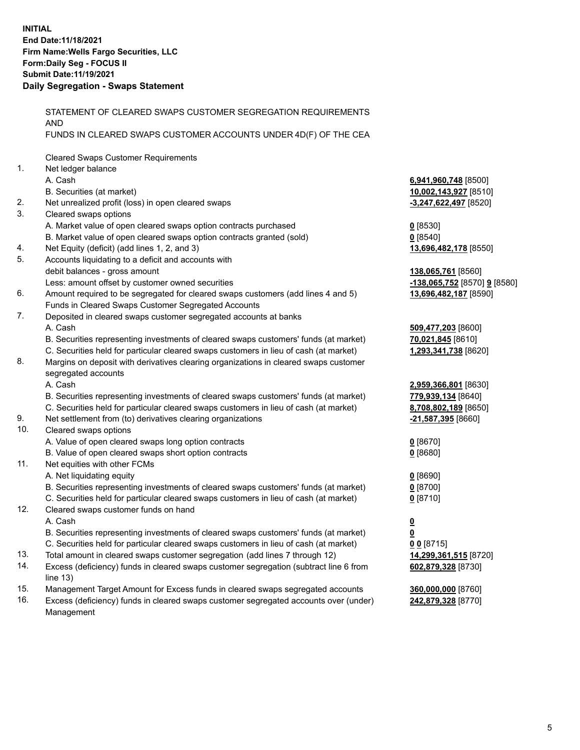**INITIAL**
**End Date:11/18/2021**
**Firm Name:Wells Fargo Securities, LLC**
**Form:Daily Seg - FOCUS II**
**Submit Date:11/19/2021**
**Daily Segregation - Swaps Statement**

STATEMENT OF CLEARED SWAPS CUSTOMER SEGREGATION REQUIREMENTS AND
FUNDS IN CLEARED SWAPS CUSTOMER ACCOUNTS UNDER 4D(F) OF THE CEA

| | | |
|---|---|---|
| | Cleared Swaps Customer Requirements | |
| 1. | Net ledger balance | |
| | A. Cash | **6,941,960,748** [8500] |
| | B. Securities (at market) | **10,002,143,927** [8510] |
| 2. | Net unrealized profit (loss) in open cleared swaps | **-3,247,622,497** [8520] |
| 3. | Cleared swaps options | |
| | A. Market value of open cleared swaps option contracts purchased | **0** [8530] |
| | B. Market value of open cleared swaps option contracts granted (sold) | **0** [8540] |
| 4. | Net Equity (deficit) (add lines 1, 2, and 3) | **13,696,482,178** [8550] |
| 5. | Accounts liquidating to a deficit and accounts with | |
| | debit balances - gross amount | **138,065,761** [8560] |
| | Less: amount offset by customer owned securities | **-138,065,752** [8570] **9** [8580] |
| 6. | Amount required to be segregated for cleared swaps customers (add lines 4 and 5) | **13,696,482,187** [8590] |
| | Funds in Cleared Swaps Customer Segregated Accounts | |
| 7. | Deposited in cleared swaps customer segregated accounts at banks | |
| | A. Cash | **509,477,203** [8600] |
| | B. Securities representing investments of cleared swaps customers' funds (at market) | **70,021,845** [8610] |
| | C. Securities held for particular cleared swaps customers in lieu of cash (at market) | **1,293,341,738** [8620] |
| 8. | Margins on deposit with derivatives clearing organizations in cleared swaps customer segregated accounts | |
| | A. Cash | **2,959,366,801** [8630] |
| | B. Securities representing investments of cleared swaps customers' funds (at market) | **779,939,134** [8640] |
| | C. Securities held for particular cleared swaps customers in lieu of cash (at market) | **8,708,802,189** [8650] |
| 9. | Net settlement from (to) derivatives clearing organizations | **-21,587,395** [8660] |
| 10. | Cleared swaps options | |
| | A. Value of open cleared swaps long option contracts | **0** [8670] |
| | B. Value of open cleared swaps short option contracts | **0** [8680] |
| 11. | Net equities with other FCMs | |
| | A. Net liquidating equity | **0** [8690] |
| | B. Securities representing investments of cleared swaps customers' funds (at market) | **0** [8700] |
| | C. Securities held for particular cleared swaps customers in lieu of cash (at market) | **0** [8710] |
| 12. | Cleared swaps customer funds on hand | |
| | A. Cash | **0** |
| | B. Securities representing investments of cleared swaps customers' funds (at market) | **0** |
| | C. Securities held for particular cleared swaps customers in lieu of cash (at market) | **0** **0** [8715] |
| 13. | Total amount in cleared swaps customer segregation (add lines 7 through 12) | **14,299,361,515** [8720] |
| 14. | Excess (deficiency) funds in cleared swaps customer segregation (subtract line 6 from line 13) | **602,879,328** [8730] |
| 15. | Management Target Amount for Excess funds in cleared swaps segregated accounts | **360,000,000** [8760] |
| 16. | Excess (deficiency) funds in cleared swaps customer segregated accounts over (under) Management | **242,879,328** [8770] |